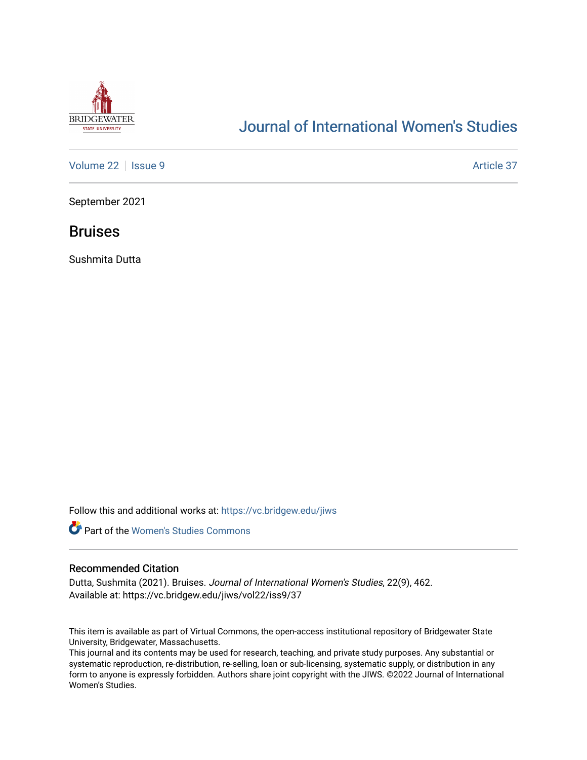BRIDGEWATER STATE UNIVERSITY

# Journal of International Women's Studies

Volume 22 | Issue 9 Article 37

September 2021

## Bruises

Sushmita Dutta

Follow this and additional works at: https://vc.bridgew.edu/jiws

Part of the Women's Studies Commons

### Recommended Citation

Dutta, Sushmita (2021). Bruises. *Journal of International Women's Studies*, 22(9), 462.
Available at: https://vc.bridgew.edu/jiws/vol22/iss9/37

This item is available as part of Virtual Commons, the open-access institutional repository of Bridgewater State University, Bridgewater, Massachusetts.
This journal and its contents may be used for research, teaching, and private study purposes. Any substantial or systematic reproduction, re-distribution, re-selling, loan or sub-licensing, systematic supply, or distribution in any form to anyone is expressly forbidden. Authors share joint copyright with the JIWS. ©2022 Journal of International Women's Studies.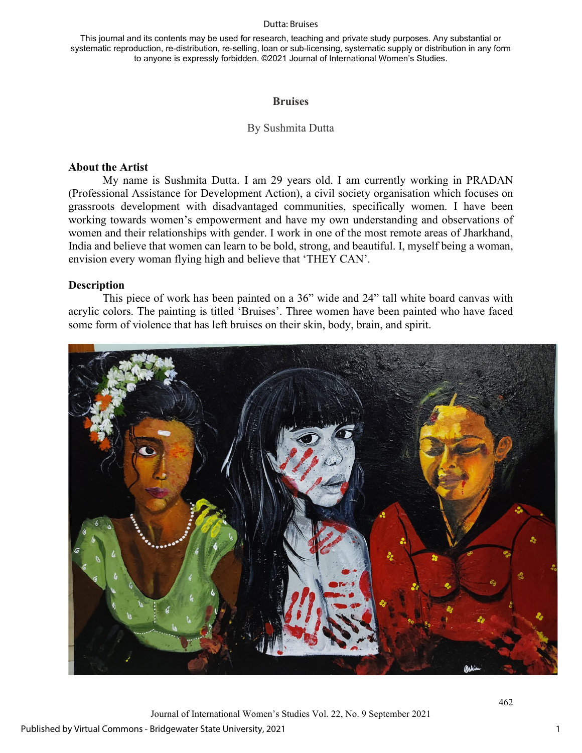This journal and its contents may be used for research, teaching and private study purposes. Any substantial or systematic reproduction, re-distribution, re-selling, loan or sub-licensing, systematic supply or distribution in any form to anyone is expressly forbidden. ©2021 Journal of International Women's Studies.

# Bruises

By Sushmita Dutta

## About the Artist

My name is Sushmita Dutta. I am 29 years old. I am currently working in PRADAN (Professional Assistance for Development Action), a civil society organisation which focuses on grassroots development with disadvantaged communities, specifically women. I have been working towards women's empowerment and have my own understanding and observations of women and their relationships with gender. I work in one of the most remote areas of Jharkhand, India and believe that women can learn to be bold, strong, and beautiful. I, myself being a woman, envision every woman flying high and believe that 'THEY CAN'.

## Description

This piece of work has been painted on a 36" wide and 24" tall white board canvas with acrylic colors. The painting is titled 'Bruises'. Three women have been painted who have faced some form of violence that has left bruises on their skin, body, brain, and spirit.